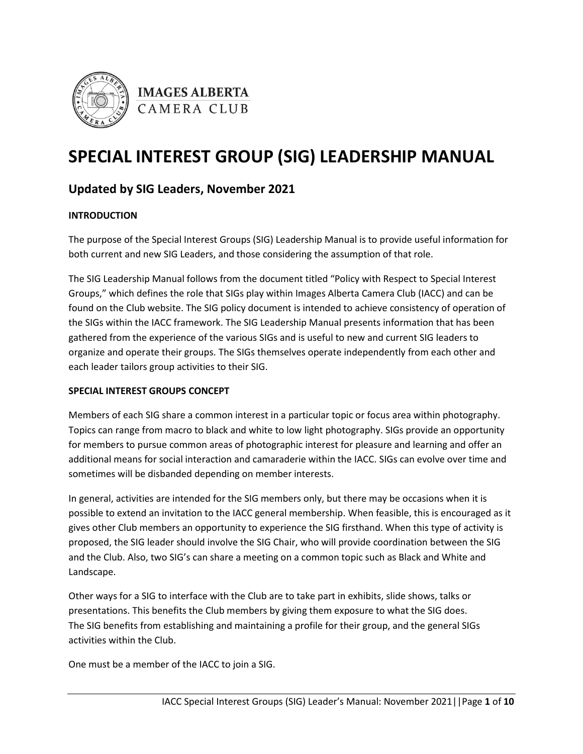IMAGES ALBERTA
CAMERA CLUB

# SPECIAL INTEREST GROUP (SIG) LEADERSHIP MANUAL

## Updated by SIG Leaders, November 2021

**INTRODUCTION**

The purpose of the Special Interest Groups (SIG) Leadership Manual is to provide useful information for both current and new SIG Leaders, and those considering the assumption of that role.

The SIG Leadership Manual follows from the document titled "Policy with Respect to Special Interest Groups," which defines the role that SIGs play within Images Alberta Camera Club (IACC) and can be found on the Club website. The SIG policy document is intended to achieve consistency of operation of the SIGs within the IACC framework. The SIG Leadership Manual presents information that has been gathered from the experience of the various SIGs and is useful to new and current SIG leaders to organize and operate their groups. The SIGs themselves operate independently from each other and each leader tailors group activities to their SIG.

**SPECIAL INTEREST GROUPS CONCEPT**

Members of each SIG share a common interest in a particular topic or focus area within photography. Topics can range from macro to black and white to low light photography. SIGs provide an opportunity for members to pursue common areas of photographic interest for pleasure and learning and offer an additional means for social interaction and camaraderie within the IACC. SIGs can evolve over time and sometimes will be disbanded depending on member interests.

In general, activities are intended for the SIG members only, but there may be occasions when it is possible to extend an invitation to the IACC general membership. When feasible, this is encouraged as it gives other Club members an opportunity to experience the SIG firsthand. When this type of activity is proposed, the SIG leader should involve the SIG Chair, who will provide coordination between the SIG and the Club. Also, two SIG's can share a meeting on a common topic such as Black and White and Landscape.

Other ways for a SIG to interface with the Club are to take part in exhibits, slide shows, talks or presentations. This benefits the Club members by giving them exposure to what the SIG does. The SIG benefits from establishing and maintaining a profile for their group, and the general SIGs activities within the Club.

One must be a member of the IACC to join a SIG.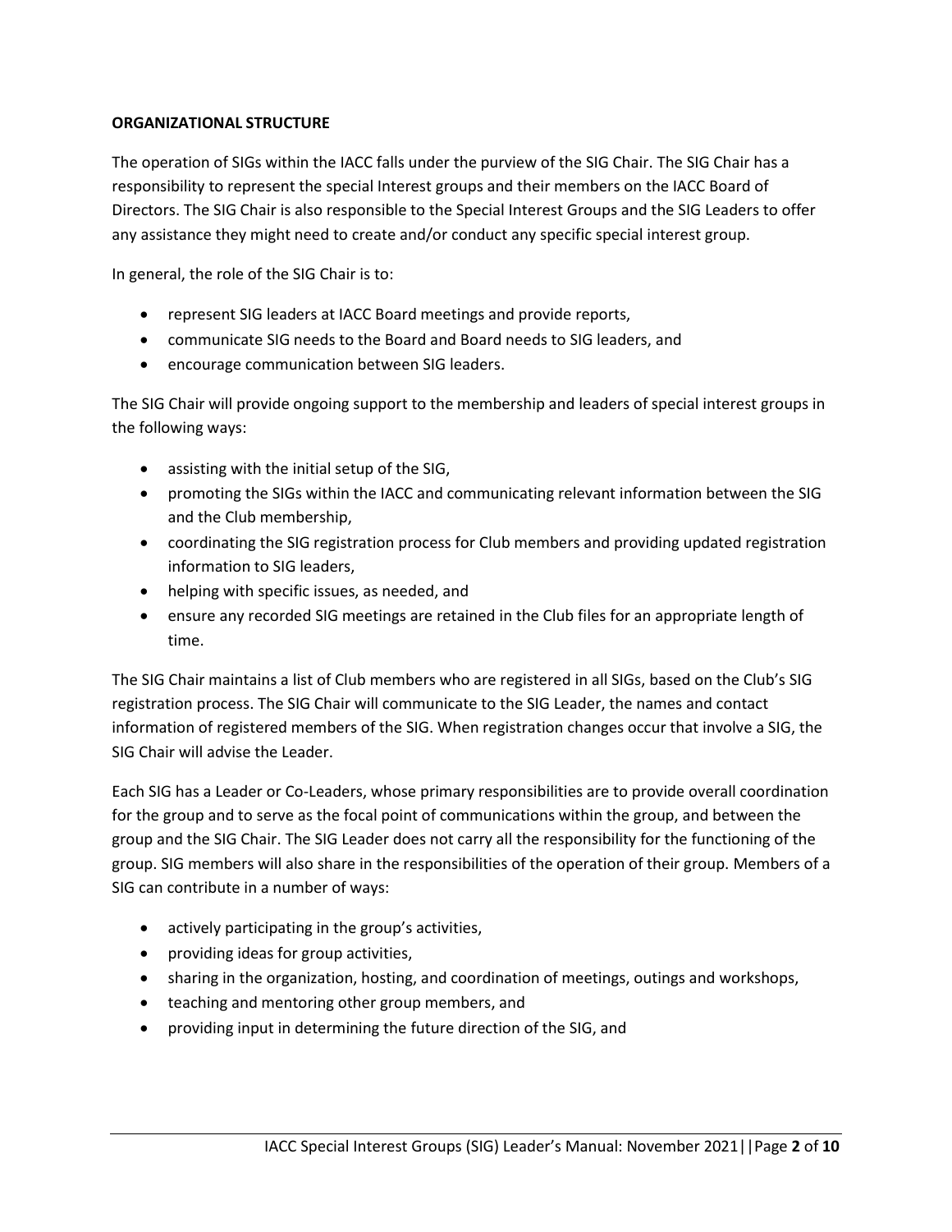## ORGANIZATIONAL STRUCTURE

The operation of SIGs within the IACC falls under the purview of the SIG Chair. The SIG Chair has a responsibility to represent the special Interest groups and their members on the IACC Board of Directors. The SIG Chair is also responsible to the Special Interest Groups and the SIG Leaders to offer any assistance they might need to create and/or conduct any specific special interest group.

In general, the role of the SIG Chair is to:

- represent SIG leaders at IACC Board meetings and provide reports,
- communicate SIG needs to the Board and Board needs to SIG leaders, and
- encourage communication between SIG leaders.

The SIG Chair will provide ongoing support to the membership and leaders of special interest groups in the following ways:

- assisting with the initial setup of the SIG,
- promoting the SIGs within the IACC and communicating relevant information between the SIG and the Club membership,
- coordinating the SIG registration process for Club members and providing updated registration information to SIG leaders,
- helping with specific issues, as needed, and
- ensure any recorded SIG meetings are retained in the Club files for an appropriate length of time.

The SIG Chair maintains a list of Club members who are registered in all SIGs, based on the Club's SIG registration process. The SIG Chair will communicate to the SIG Leader, the names and contact information of registered members of the SIG. When registration changes occur that involve a SIG, the SIG Chair will advise the Leader.

Each SIG has a Leader or Co-Leaders, whose primary responsibilities are to provide overall coordination for the group and to serve as the focal point of communications within the group, and between the group and the SIG Chair. The SIG Leader does not carry all the responsibility for the functioning of the group. SIG members will also share in the responsibilities of the operation of their group. Members of a SIG can contribute in a number of ways:

- actively participating in the group's activities,
- providing ideas for group activities,
- sharing in the organization, hosting, and coordination of meetings, outings and workshops,
- teaching and mentoring other group members, and
- providing input in determining the future direction of the SIG, and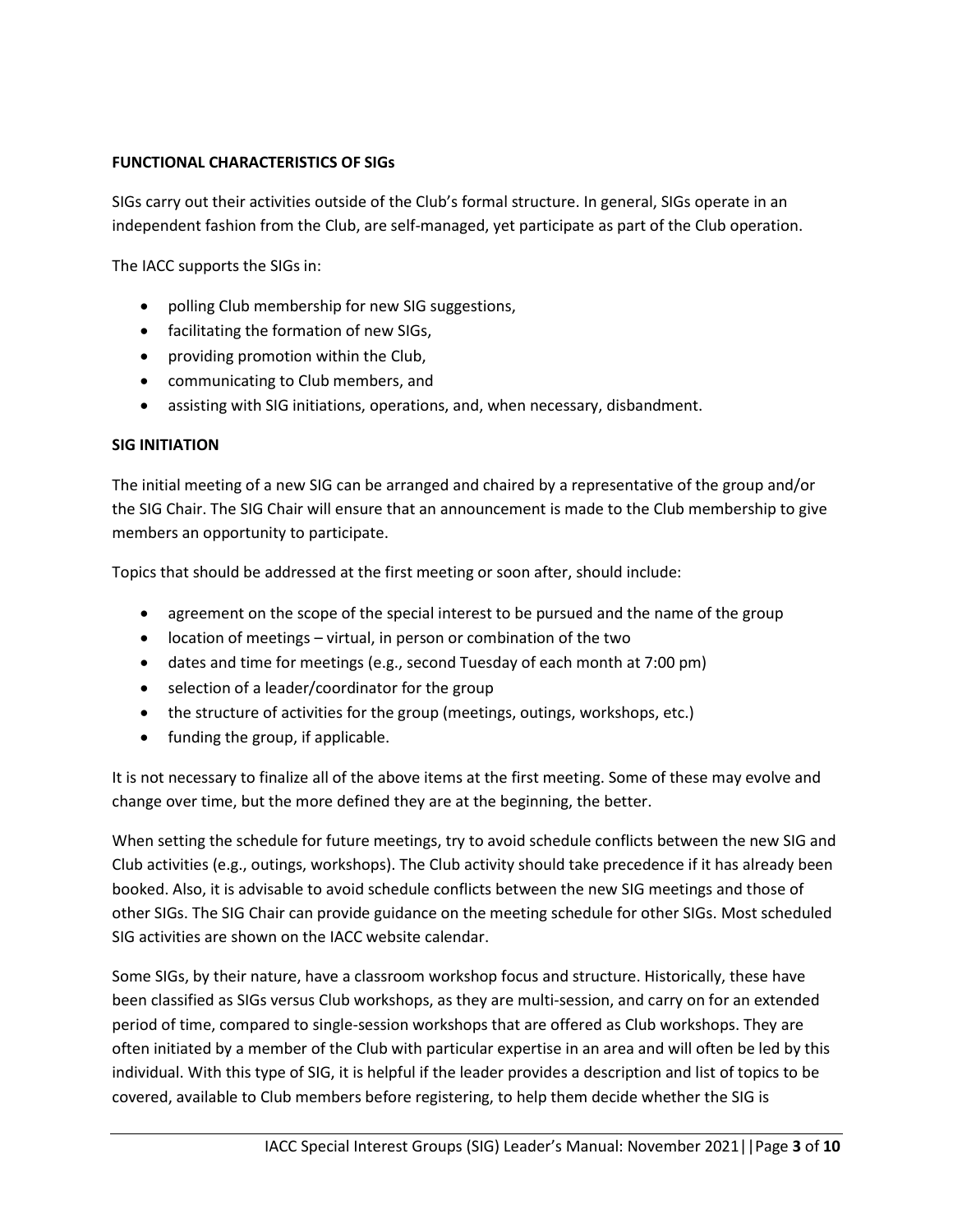**FUNCTIONAL CHARACTERISTICS OF SIGs**

SIGs carry out their activities outside of the Club's formal structure. In general, SIGs operate in an independent fashion from the Club, are self-managed, yet participate as part of the Club operation.

The IACC supports the SIGs in:

- polling Club membership for new SIG suggestions,
- facilitating the formation of new SIGs,
- providing promotion within the Club,
- communicating to Club members, and
- assisting with SIG initiations, operations, and, when necessary, disbandment.

**SIG INITIATION**

The initial meeting of a new SIG can be arranged and chaired by a representative of the group and/or the SIG Chair. The SIG Chair will ensure that an announcement is made to the Club membership to give members an opportunity to participate.

Topics that should be addressed at the first meeting or soon after, should include:

- agreement on the scope of the special interest to be pursued and the name of the group
- location of meetings – virtual, in person or combination of the two
- dates and time for meetings (e.g., second Tuesday of each month at 7:00 pm)
- selection of a leader/coordinator for the group
- the structure of activities for the group (meetings, outings, workshops, etc.)
- funding the group, if applicable.

It is not necessary to finalize all of the above items at the first meeting. Some of these may evolve and change over time, but the more defined they are at the beginning, the better.

When setting the schedule for future meetings, try to avoid schedule conflicts between the new SIG and Club activities (e.g., outings, workshops). The Club activity should take precedence if it has already been booked. Also, it is advisable to avoid schedule conflicts between the new SIG meetings and those of other SIGs. The SIG Chair can provide guidance on the meeting schedule for other SIGs. Most scheduled SIG activities are shown on the IACC website calendar.

Some SIGs, by their nature, have a classroom workshop focus and structure. Historically, these have been classified as SIGs versus Club workshops, as they are multi-session, and carry on for an extended period of time, compared to single-session workshops that are offered as Club workshops. They are often initiated by a member of the Club with particular expertise in an area and will often be led by this individual. With this type of SIG, it is helpful if the leader provides a description and list of topics to be covered, available to Club members before registering, to help them decide whether the SIG is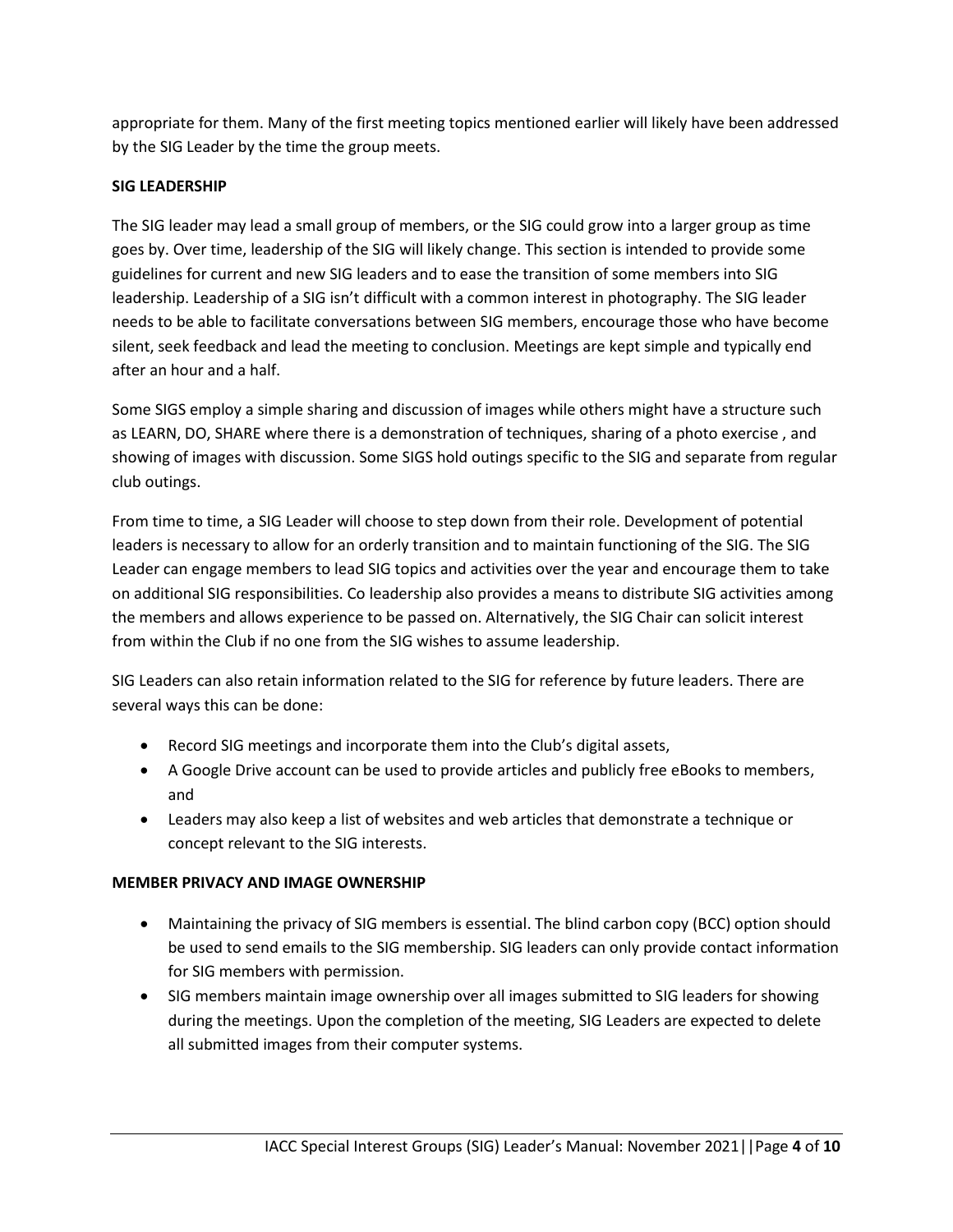appropriate for them. Many of the first meeting topics mentioned earlier will likely have been addressed by the SIG Leader by the time the group meets.

**SIG LEADERSHIP**

The SIG leader may lead a small group of members, or the SIG could grow into a larger group as time goes by. Over time, leadership of the SIG will likely change. This section is intended to provide some guidelines for current and new SIG leaders and to ease the transition of some members into SIG leadership. Leadership of a SIG isn't difficult with a common interest in photography. The SIG leader needs to be able to facilitate conversations between SIG members, encourage those who have become silent, seek feedback and lead the meeting to conclusion. Meetings are kept simple and typically end after an hour and a half.

Some SIGS employ a simple sharing and discussion of images while others might have a structure such as LEARN, DO, SHARE where there is a demonstration of techniques, sharing of a photo exercise , and showing of images with discussion. Some SIGS hold outings specific to the SIG and separate from regular club outings.

From time to time, a SIG Leader will choose to step down from their role. Development of potential leaders is necessary to allow for an orderly transition and to maintain functioning of the SIG. The SIG Leader can engage members to lead SIG topics and activities over the year and encourage them to take on additional SIG responsibilities. Co leadership also provides a means to distribute SIG activities among the members and allows experience to be passed on. Alternatively, the SIG Chair can solicit interest from within the Club if no one from the SIG wishes to assume leadership.

SIG Leaders can also retain information related to the SIG for reference by future leaders. There are several ways this can be done:

- Record SIG meetings and incorporate them into the Club's digital assets,
- A Google Drive account can be used to provide articles and publicly free eBooks to members, and
- Leaders may also keep a list of websites and web articles that demonstrate a technique or concept relevant to the SIG interests.

**MEMBER PRIVACY AND IMAGE OWNERSHIP**

- Maintaining the privacy of SIG members is essential. The blind carbon copy (BCC) option should be used to send emails to the SIG membership. SIG leaders can only provide contact information for SIG members with permission.
- SIG members maintain image ownership over all images submitted to SIG leaders for showing during the meetings. Upon the completion of the meeting, SIG Leaders are expected to delete all submitted images from their computer systems.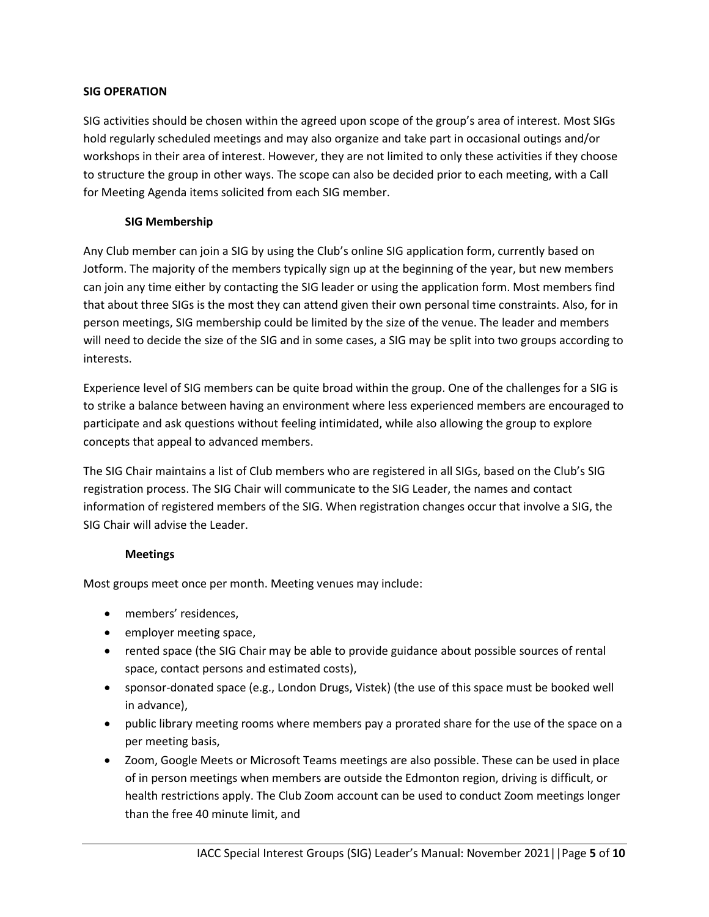## SIG OPERATION

SIG activities should be chosen within the agreed upon scope of the group's area of interest. Most SIGs hold regularly scheduled meetings and may also organize and take part in occasional outings and/or workshops in their area of interest. However, they are not limited to only these activities if they choose to structure the group in other ways. The scope can also be decided prior to each meeting, with a Call for Meeting Agenda items solicited from each SIG member.

### SIG Membership

Any Club member can join a SIG by using the Club's online SIG application form, currently based on Jotform. The majority of the members typically sign up at the beginning of the year, but new members can join any time either by contacting the SIG leader or using the application form. Most members find that about three SIGs is the most they can attend given their own personal time constraints. Also, for in person meetings, SIG membership could be limited by the size of the venue. The leader and members will need to decide the size of the SIG and in some cases, a SIG may be split into two groups according to interests.

Experience level of SIG members can be quite broad within the group. One of the challenges for a SIG is to strike a balance between having an environment where less experienced members are encouraged to participate and ask questions without feeling intimidated, while also allowing the group to explore concepts that appeal to advanced members.

The SIG Chair maintains a list of Club members who are registered in all SIGs, based on the Club's SIG registration process. The SIG Chair will communicate to the SIG Leader, the names and contact information of registered members of the SIG. When registration changes occur that involve a SIG, the SIG Chair will advise the Leader.

### Meetings

Most groups meet once per month. Meeting venues may include:

- members' residences,
- employer meeting space,
- rented space (the SIG Chair may be able to provide guidance about possible sources of rental space, contact persons and estimated costs),
- sponsor-donated space (e.g., London Drugs, Vistek) (the use of this space must be booked well in advance),
- public library meeting rooms where members pay a prorated share for the use of the space on a per meeting basis,
- Zoom, Google Meets or Microsoft Teams meetings are also possible. These can be used in place of in person meetings when members are outside the Edmonton region, driving is difficult, or health restrictions apply. The Club Zoom account can be used to conduct Zoom meetings longer than the free 40 minute limit, and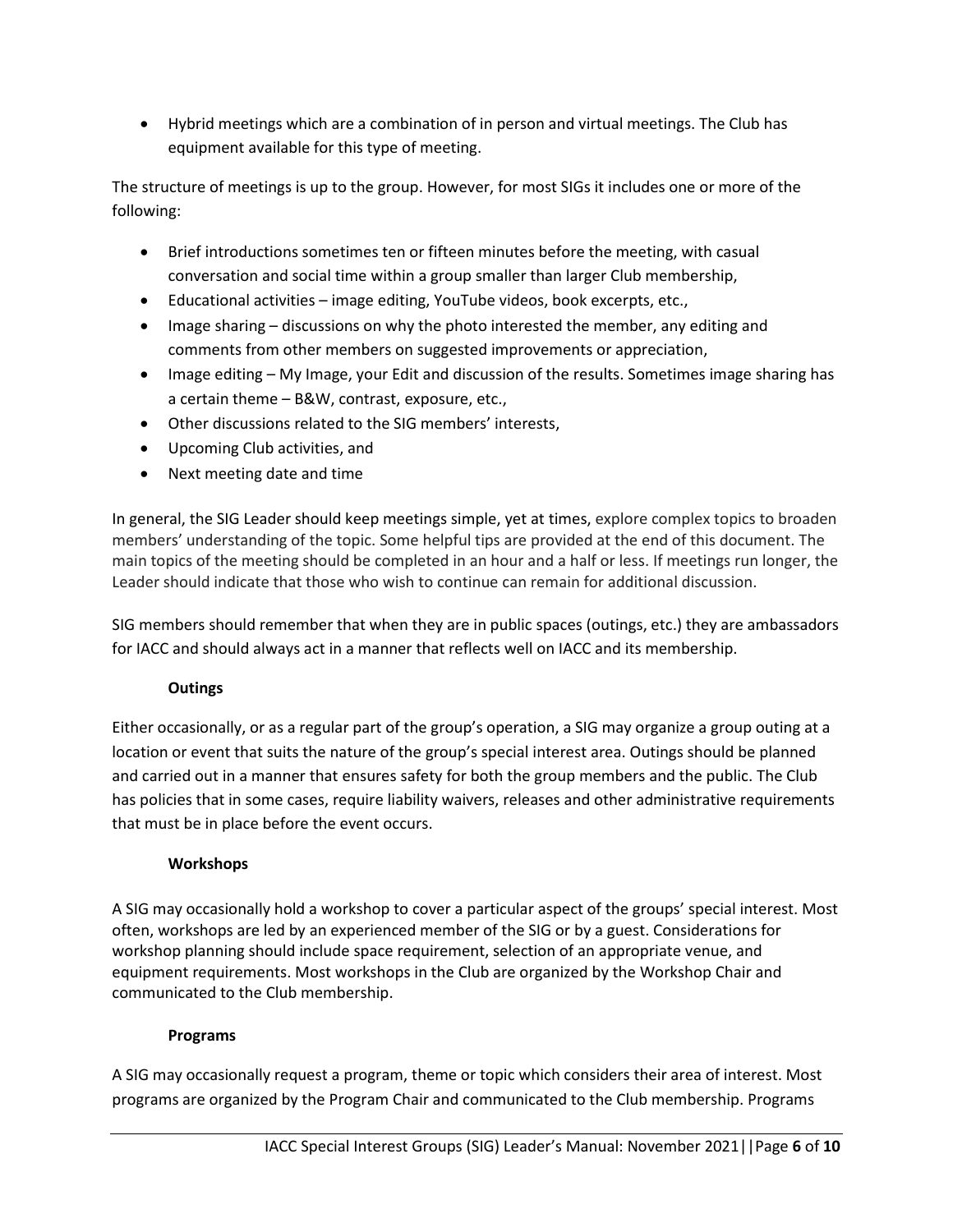- Hybrid meetings which are a combination of in person and virtual meetings. The Club has equipment available for this type of meeting.

The structure of meetings is up to the group. However, for most SIGs it includes one or more of the following:

- Brief introductions sometimes ten or fifteen minutes before the meeting, with casual conversation and social time within a group smaller than larger Club membership,
- Educational activities – image editing, YouTube videos, book excerpts, etc.,
- Image sharing – discussions on why the photo interested the member, any editing and comments from other members on suggested improvements or appreciation,
- Image editing – My Image, your Edit and discussion of the results. Sometimes image sharing has a certain theme – B&W, contrast, exposure, etc.,
- Other discussions related to the SIG members' interests,
- Upcoming Club activities, and
- Next meeting date and time

In general, the SIG Leader should keep meetings simple, yet at times, explore complex topics to broaden members' understanding of the topic. Some helpful tips are provided at the end of this document. The main topics of the meeting should be completed in an hour and a half or less. If meetings run longer, the Leader should indicate that those who wish to continue can remain for additional discussion.

SIG members should remember that when they are in public spaces (outings, etc.) they are ambassadors for IACC and should always act in a manner that reflects well on IACC and its membership.

**Outings**

Either occasionally, or as a regular part of the group's operation, a SIG may organize a group outing at a location or event that suits the nature of the group's special interest area. Outings should be planned and carried out in a manner that ensures safety for both the group members and the public. The Club has policies that in some cases, require liability waivers, releases and other administrative requirements that must be in place before the event occurs.

**Workshops**

A SIG may occasionally hold a workshop to cover a particular aspect of the groups' special interest. Most often, workshops are led by an experienced member of the SIG or by a guest. Considerations for workshop planning should include space requirement, selection of an appropriate venue, and equipment requirements. Most workshops in the Club are organized by the Workshop Chair and communicated to the Club membership.

**Programs**

A SIG may occasionally request a program, theme or topic which considers their area of interest. Most programs are organized by the Program Chair and communicated to the Club membership. Programs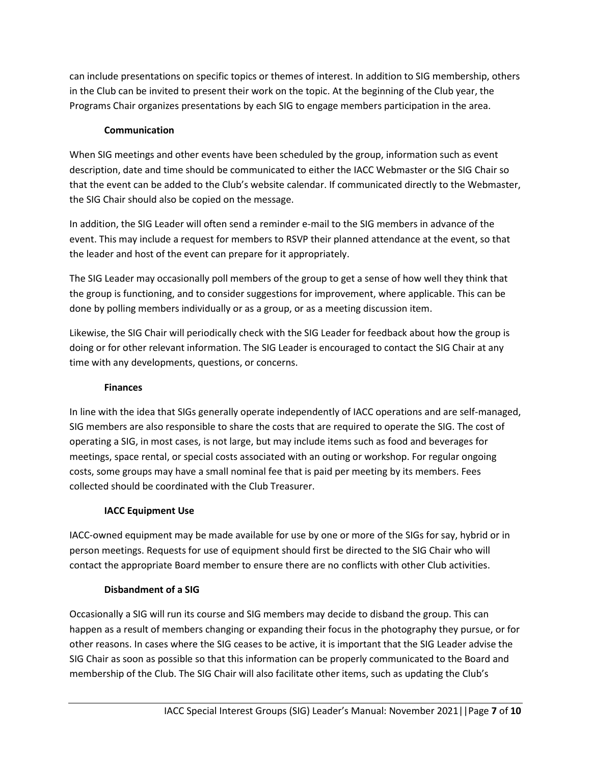can include presentations on specific topics or themes of interest. In addition to SIG membership, others in the Club can be invited to present their work on the topic. At the beginning of the Club year, the Programs Chair organizes presentations by each SIG to engage members participation in the area.

### Communication

When SIG meetings and other events have been scheduled by the group, information such as event description, date and time should be communicated to either the IACC Webmaster or the SIG Chair so that the event can be added to the Club's website calendar. If communicated directly to the Webmaster, the SIG Chair should also be copied on the message.

In addition, the SIG Leader will often send a reminder e-mail to the SIG members in advance of the event. This may include a request for members to RSVP their planned attendance at the event, so that the leader and host of the event can prepare for it appropriately.

The SIG Leader may occasionally poll members of the group to get a sense of how well they think that the group is functioning, and to consider suggestions for improvement, where applicable. This can be done by polling members individually or as a group, or as a meeting discussion item.

Likewise, the SIG Chair will periodically check with the SIG Leader for feedback about how the group is doing or for other relevant information. The SIG Leader is encouraged to contact the SIG Chair at any time with any developments, questions, or concerns.

### Finances

In line with the idea that SIGs generally operate independently of IACC operations and are self-managed, SIG members are also responsible to share the costs that are required to operate the SIG. The cost of operating a SIG, in most cases, is not large, but may include items such as food and beverages for meetings, space rental, or special costs associated with an outing or workshop. For regular ongoing costs, some groups may have a small nominal fee that is paid per meeting by its members. Fees collected should be coordinated with the Club Treasurer.

### IACC Equipment Use

IACC-owned equipment may be made available for use by one or more of the SIGs for say, hybrid or in person meetings. Requests for use of equipment should first be directed to the SIG Chair who will contact the appropriate Board member to ensure there are no conflicts with other Club activities.

### Disbandment of a SIG

Occasionally a SIG will run its course and SIG members may decide to disband the group. This can happen as a result of members changing or expanding their focus in the photography they pursue, or for other reasons. In cases where the SIG ceases to be active, it is important that the SIG Leader advise the SIG Chair as soon as possible so that this information can be properly communicated to the Board and membership of the Club. The SIG Chair will also facilitate other items, such as updating the Club's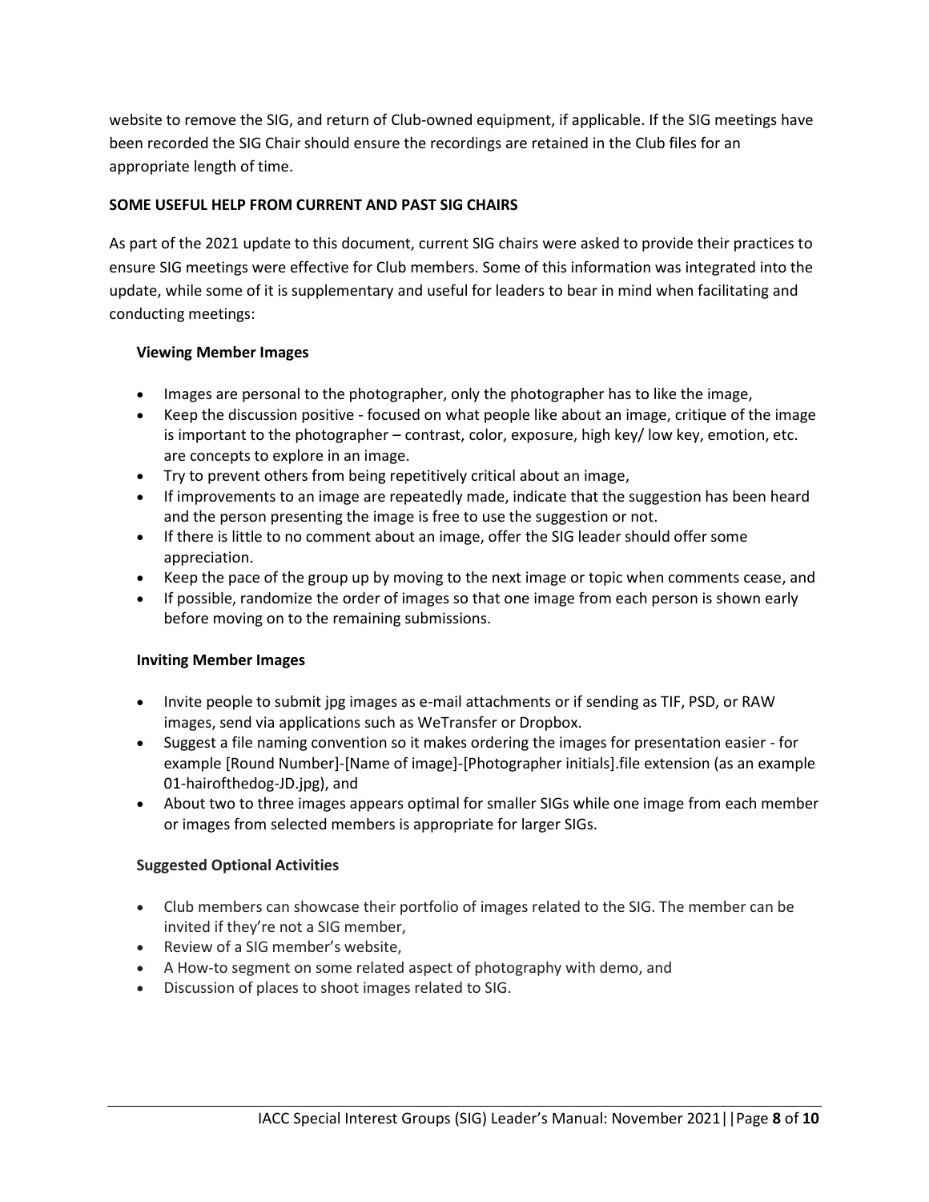website to remove the SIG, and return of Club-owned equipment, if applicable. If the SIG meetings have been recorded the SIG Chair should ensure the recordings are retained in the Club files for an appropriate length of time.

**SOME USEFUL HELP FROM CURRENT AND PAST SIG CHAIRS**

As part of the 2021 update to this document, current SIG chairs were asked to provide their practices to ensure SIG meetings were effective for Club members. Some of this information was integrated into the update, while some of it is supplementary and useful for leaders to bear in mind when facilitating and conducting meetings:

**Viewing Member Images**

- Images are personal to the photographer, only the photographer has to like the image,
- Keep the discussion positive - focused on what people like about an image, critique of the image is important to the photographer – contrast, color, exposure, high key/ low key, emotion, etc. are concepts to explore in an image.
- Try to prevent others from being repetitively critical about an image,
- If improvements to an image are repeatedly made, indicate that the suggestion has been heard and the person presenting the image is free to use the suggestion or not.
- If there is little to no comment about an image, offer the SIG leader should offer some appreciation.
- Keep the pace of the group up by moving to the next image or topic when comments cease, and
- If possible, randomize the order of images so that one image from each person is shown early before moving on to the remaining submissions.

**Inviting Member Images**

- Invite people to submit jpg images as e-mail attachments or if sending as TIF, PSD, or RAW images, send via applications such as WeTransfer or Dropbox.
- Suggest a file naming convention so it makes ordering the images for presentation easier - for example [Round Number]-[Name of image]-[Photographer initials].file extension (as an example 01-hairofthedog-JD.jpg), and
- About two to three images appears optimal for smaller SIGs while one image from each member or images from selected members is appropriate for larger SIGs.

**Suggested Optional Activities**

- Club members can showcase their portfolio of images related to the SIG. The member can be invited if they're not a SIG member,
- Review of a SIG member's website,
- A How-to segment on some related aspect of photography with demo, and
- Discussion of places to shoot images related to SIG.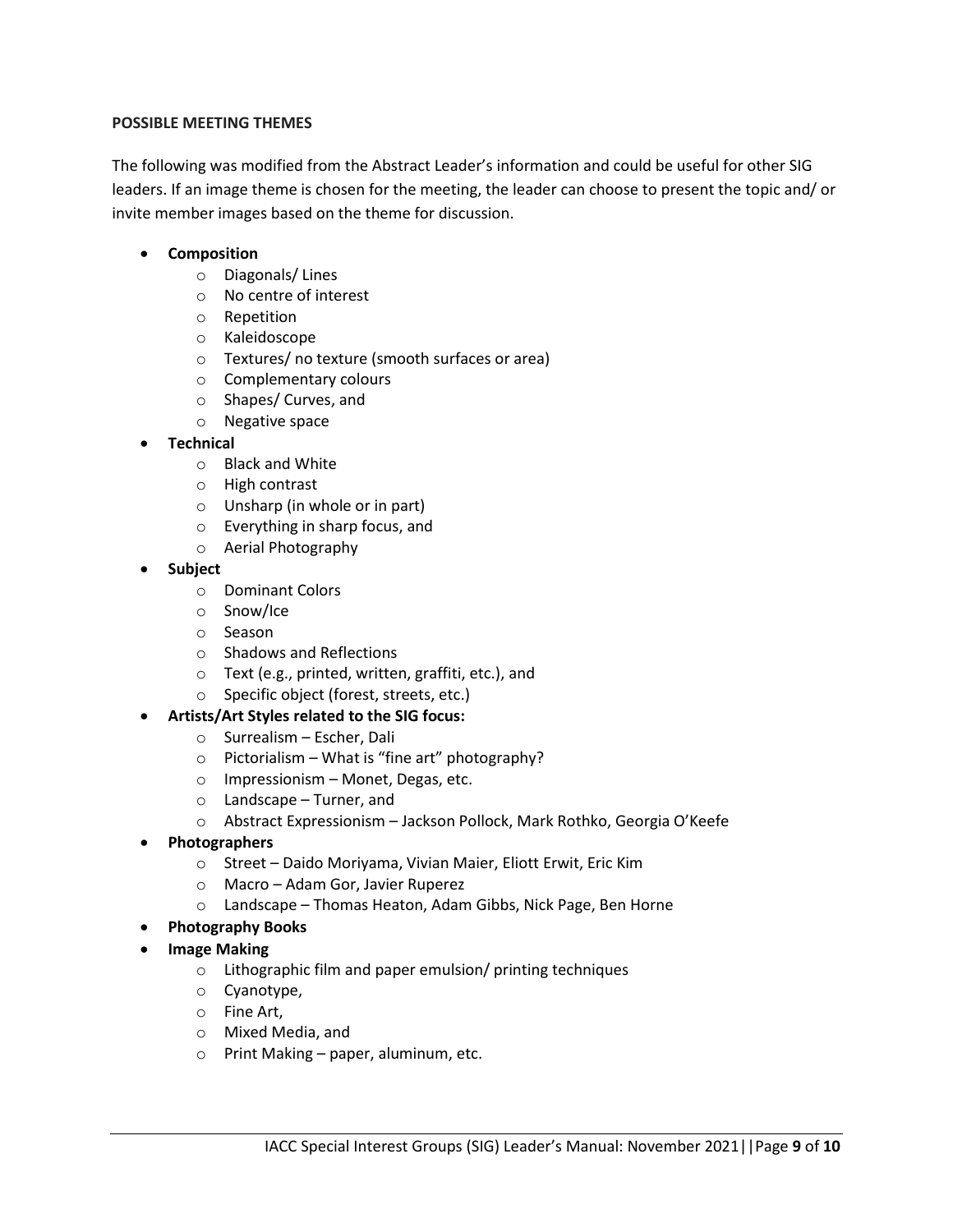**POSSIBLE MEETING THEMES**

The following was modified from the Abstract Leader's information and could be useful for other SIG leaders. If an image theme is chosen for the meeting, the leader can choose to present the topic and/ or invite member images based on the theme for discussion.

- **Composition**
  - Diagonals/ Lines
  - No centre of interest
  - Repetition
  - Kaleidoscope
  - Textures/ no texture (smooth surfaces or area)
  - Complementary colours
  - Shapes/ Curves, and
  - Negative space
- **Technical**
  - Black and White
  - High contrast
  - Unsharp (in whole or in part)
  - Everything in sharp focus, and
  - Aerial Photography
- **Subject**
  - Dominant Colors
  - Snow/Ice
  - Season
  - Shadows and Reflections
  - Text (e.g., printed, written, graffiti, etc.), and
  - Specific object (forest, streets, etc.)
- **Artists/Art Styles related to the SIG focus:**
  - Surrealism – Escher, Dali
  - Pictorialism – What is "fine art" photography?
  - Impressionism – Monet, Degas, etc.
  - Landscape – Turner, and
  - Abstract Expressionism – Jackson Pollock, Mark Rothko, Georgia O'Keefe
- **Photographers**
  - Street – Daido Moriyama, Vivian Maier, Eliott Erwit, Eric Kim
  - Macro – Adam Gor, Javier Ruperez
  - Landscape – Thomas Heaton, Adam Gibbs, Nick Page, Ben Horne
- **Photography Books**
- **Image Making**
  - Lithographic film and paper emulsion/ printing techniques
  - Cyanotype,
  - Fine Art,
  - Mixed Media, and
  - Print Making – paper, aluminum, etc.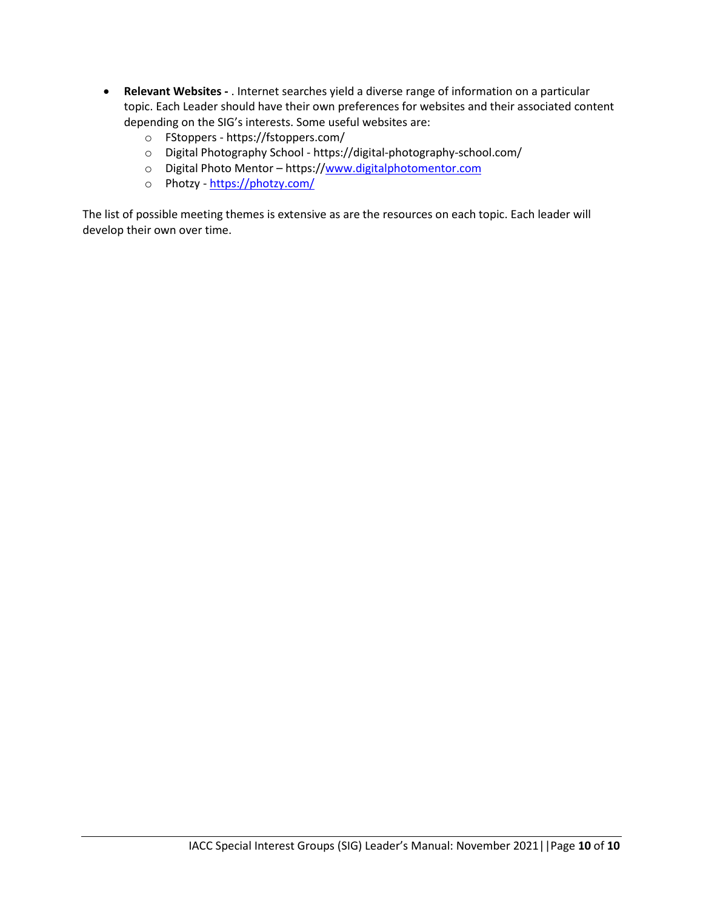- **Relevant Websites -** . Internet searches yield a diverse range of information on a particular topic. Each Leader should have their own preferences for websites and their associated content depending on the SIG's interests. Some useful websites are:
    - FStoppers - https://fstoppers.com/
    - Digital Photography School - https://digital-photography-school.com/
    - Digital Photo Mentor – https://www.digitalphotomentor.com
    - Photzy - https://photzy.com/

The list of possible meeting themes is extensive as are the resources on each topic. Each leader will develop their own over time.